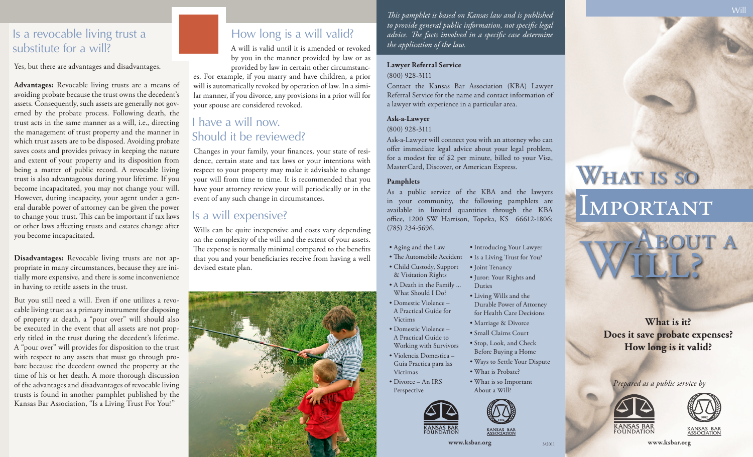## Is a revocable living trust a substitute for a will?

Yes, but there are advantages and disadvantages.

**Advantages:** Revocable living trusts are a means of avoiding probate because the trust owns the decedent's assets. Consequently, such assets are generally not governed by the probate process. Following death, the trust acts in the same manner as a will, i.e., directing the management of trust property and the manner in which trust assets are to be disposed. Avoiding probate saves costs and provides privacy in keeping the nature and extent of your property and its disposition from being a matter of public record. A revocable living trust is also advantageous during your lifetime. If you become incapacitated, you may not change your will. However, during incapacity, your agent under a general durable power of attorney can be given the power to change your trust. This can be important if tax laws or other laws affecting trusts and estates change after you become incapacitated.

**Disadvantages:** Revocable living trusts are not appropriate in many circumstances, because they are initially more expensive, and there is some inconvenience in having to retitle assets in the trust.

But you still need a will. Even if one utilizes a revocable living trust as a primary instrument for disposing of property at death, a "pour over" will should also be executed in the event that all assets are not properly titled in the trust during the decedent's lifetime. A "pour over" will provides for disposition to the trust with respect to any assets that must go through probate because the decedent owned the property at the time of his or her death. A more thorough discussion of the advantages and disadvantages of revocable living trusts is found in another pamphlet published by the Kansas Bar Association, "Is a Living Trust For You?"

## How long is a will valid?

A will is valid until it is amended or revoked by you in the manner provided by law or as provided by law in certain other circumstances. For example, if you marry and have children, a prior will is automatically revoked by operation of law. In a similar manner, if you divorce, any provisions in a prior will for your spouse are considered revoked.

## I have a will now. Should it be reviewed?

Changes in your family, your finances, your state of residence, certain state and tax laws or your intentions with respect to your property may make it advisable to change your will from time to time. It is recommended that you have your attorney review your will periodically or in the event of any such change in circumstances.

## Is a will expensive?

Wills can be quite inexpensive and costs vary depending on the complexity of the will and the extent of your assets. The expense is normally minimal compared to the benefits that you and your beneficiaries receive from having a well devised estate plan.

*This pamphlet is based on Kansas law and is published to provide general public information, not specific legal advice. The facts involved in a specific case determine the application of the law.*

**Lawyer Referral Service**

(800) 928-3111

Contact the Kansas Bar Association (KBA) Lawyer Referral Service for the name and contact information of a lawyer with experience in a particular area.

**Ask-a-Lawyer**

(800) 928-3111

Ask-a-Lawyer will connect you with an attorney who can offer immediate legal advice about your legal problem, for a modest fee of $2 per minute, billed to your Visa, MasterCard, Discover, or American Express.

**Pamphlets**

As a public service of the KBA and the lawyers in your community, the following pamphlets are available in limited quantities through the KBA office, 1200 SW Harrison, Topeka, KS 66612-1806; (785) 234-5696.

- Aging and the Law
- The Automobile Accident
- Child Custody, Support & Visitation Rights
- A Death in the Family ... What Should I Do?
- Domestic Violence – A Practical Guide for Victims
- Domestic Violence – A Practical Guide to Working with Survivors
- Violencia Domestica – Guia Practica para las Victimas
- Divorce – An IRS Perspective
- Introducing Your Lawyer
- Is a Living Trust for You?
- Joint Tenancy
- Juror: Your Rights and Duties
- Living Wills and the Durable Power of Attorney for Health Care Decisions
- Marriage & Divorce
- Small Claims Court
- Stop, Look, and Check Before Buying a Home
- Ways to Settle Your Dispute
- What is Probate?
- What is so Important About a Will?

KANSAS BAR FOUNDATION

KANSAS BAR ASSOCIATION

www.ksbar.org

3/2011

# What is so Important About a Will?

**What is it?**
**Does it save probate expenses?**
**How long is it valid?**

*Prepared as a public service by*

KANSAS BAR FOUNDATION

KANSAS BAR ASSOCIATION

www.ksbar.org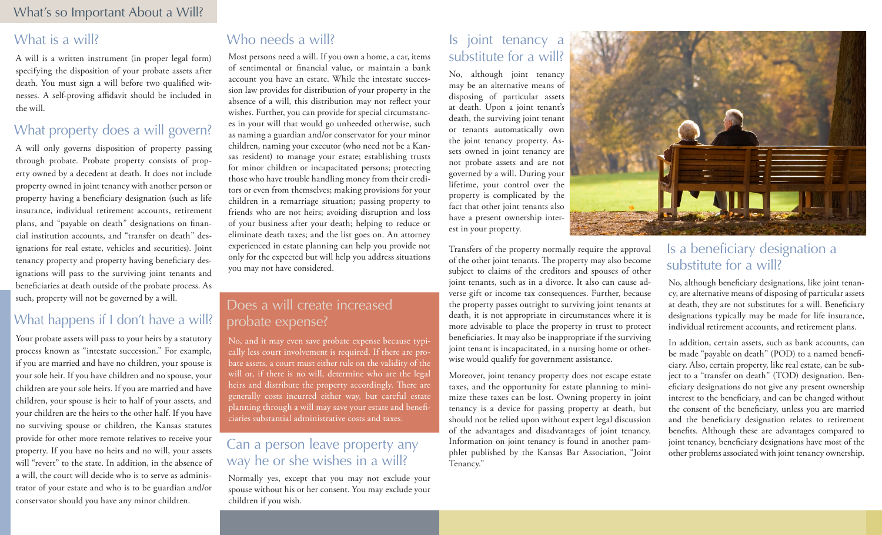# What's so Important About a Will?

## What is a will?

A will is a written instrument (in proper legal form) specifying the disposition of your probate assets after death. You must sign a will before two qualified witnesses. A self-proving affidavit should be included in the will.

## What property does a will govern?

A will only governs disposition of property passing through probate. Probate property consists of property owned by a decedent at death. It does not include property owned in joint tenancy with another person or property having a beneficiary designation (such as life insurance, individual retirement accounts, retirement plans, and "payable on death" designations on financial institution accounts, and "transfer on death" designations for real estate, vehicles and securities). Joint tenancy property and property having beneficiary designations will pass to the surviving joint tenants and beneficiaries at death outside of the probate process. As such, property will not be governed by a will.

## What happens if I don't have a will?

Your probate assets will pass to your heirs by a statutory process known as "intestate succession." For example, if you are married and have no children, your spouse is your sole heir. If you have children and no spouse, your children are your sole heirs. If you are married and have children, your spouse is heir to half of your assets, and your children are the heirs to the other half. If you have no surviving spouse or children, the Kansas statutes provide for other more remote relatives to receive your property. If you have no heirs and no will, your assets will "revert" to the state. In addition, in the absence of a will, the court will decide who is to serve as administrator of your estate and who is to be guardian and/or conservator should you have any minor children.

## Who needs a will?

Most persons need a will. If you own a home, a car, items of sentimental or financial value, or maintain a bank account you have an estate. While the intestate succession law provides for distribution of your property in the absence of a will, this distribution may not reflect your wishes. Further, you can provide for special circumstances in your will that would go unheeded otherwise, such as naming a guardian and/or conservator for your minor children, naming your executor (who need not be a Kansas resident) to manage your estate; establishing trusts for minor children or incapacitated persons; protecting those who have trouble handling money from their creditors or even from themselves; making provisions for your children in a remarriage situation; passing property to friends who are not heirs; avoiding disruption and loss of your business after your death; helping to reduce or eliminate death taxes; and the list goes on. An attorney experienced in estate planning can help you provide not only for the expected but will help you address situations you may not have considered.

## Does a will create increased probate expense?

No, and it may even save probate expense because typically less court involvement is required. If there are probate assets, a court must either rule on the validity of the will or, if there is no will, determine who are the legal heirs and distribute the property accordingly. There are generally costs incurred either way, but careful estate planning through a will may save your estate and beneficiaries substantial administrative costs and taxes.

## Can a person leave property any way he or she wishes in a will?

Normally yes, except that you may not exclude your spouse without his or her consent. You may exclude your children if you wish.

## Is joint tenancy a substitute for a will?

No, although joint tenancy may be an alternative means of disposing of particular assets at death. Upon a joint tenant's death, the surviving joint tenant or tenants automatically own the joint tenancy property. Assets owned in joint tenancy are not probate assets and are not governed by a will. During your lifetime, your control over the property is complicated by the fact that other joint tenants also have a present ownership interest in your property.

Transfers of the property normally require the approval of the other joint tenants. The property may also become subject to claims of the creditors and spouses of other joint tenants, such as in a divorce. It also can cause adverse gift or income tax consequences. Further, because the property passes outright to surviving joint tenants at death, it is not appropriate in circumstances where it is more advisable to place the property in trust to protect beneficiaries. It may also be inappropriate if the surviving joint tenant is incapacitated, in a nursing home or otherwise would qualify for government assistance.

Moreover, joint tenancy property does not escape estate taxes, and the opportunity for estate planning to minimize these taxes can be lost. Owning property in joint tenancy is a device for passing property at death, but should not be relied upon without expert legal discussion of the advantages and disadvantages of joint tenancy. Information on joint tenancy is found in another pamphlet published by the Kansas Bar Association, "Joint Tenancy."

## Is a beneficiary designation a substitute for a will?

No, although beneficiary designations, like joint tenancy, are alternative means of disposing of particular assets at death, they are not substitutes for a will. Beneficiary designations typically may be made for life insurance, individual retirement accounts, and retirement plans.

In addition, certain assets, such as bank accounts, can be made "payable on death" (POD) to a named beneficiary. Also, certain property, like real estate, can be subject to a "transfer on death" (TOD) designation. Beneficiary designations do not give any present ownership interest to the beneficiary, and can be changed without the consent of the beneficiary, unless you are married and the beneficiary designation relates to retirement benefits. Although these are advantages compared to joint tenancy, beneficiary designations have most of the other problems associated with joint tenancy ownership.